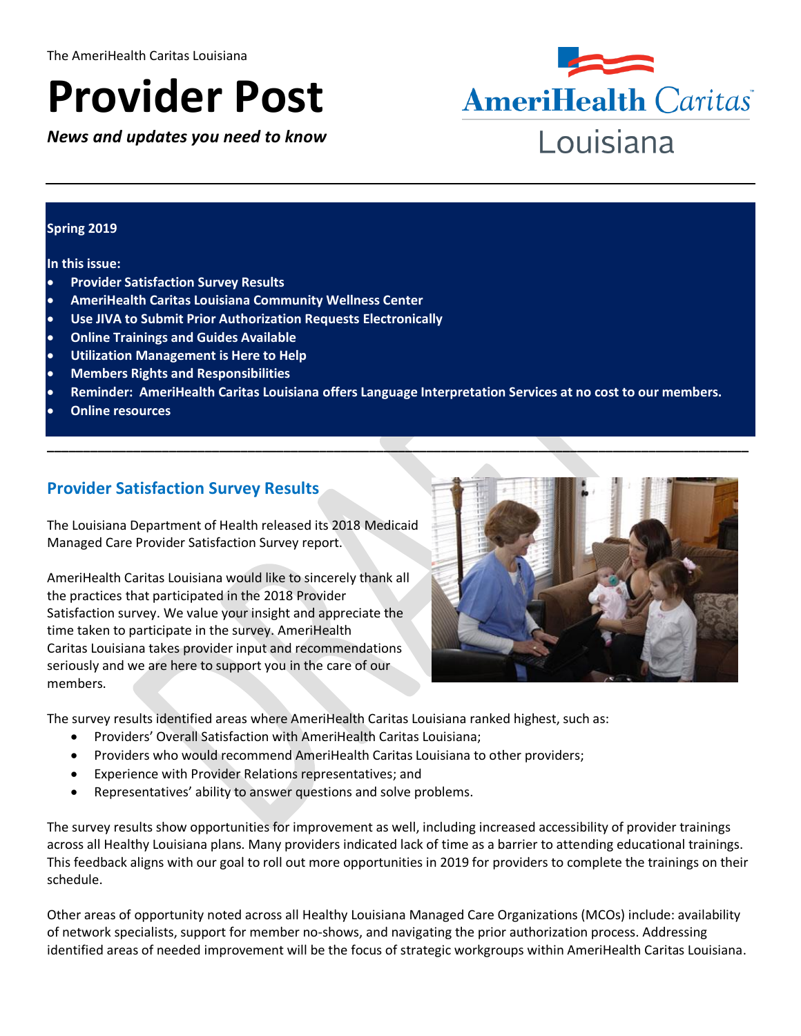The AmeriHealth Caritas Louisiana

# Provider Post

*News and updates you need to know*

AmeriHealth Caritas Louisiana

**Spring 2019**

**In this issue:**

- **Provider Satisfaction Survey Results**
- **AmeriHealth Caritas Louisiana Community Wellness Center**
- **Use JIVA to Submit Prior Authorization Requests Electronically**
- **Online Trainings and Guides Available**
- **Utilization Management is Here to Help**
- **Members Rights and Responsibilities**
- **Reminder: AmeriHealth Caritas Louisiana offers Language Interpretation Services at no cost to our members.**
- **Online resources**

## Provider Satisfaction Survey Results

The Louisiana Department of Health released its 2018 Medicaid Managed Care Provider Satisfaction Survey report.

AmeriHealth Caritas Louisiana would like to sincerely thank all the practices that participated in the 2018 Provider Satisfaction survey. We value your insight and appreciate the time taken to participate in the survey. AmeriHealth Caritas Louisiana takes provider input and recommendations seriously and we are here to support you in the care of our members.

The survey results identified areas where AmeriHealth Caritas Louisiana ranked highest, such as:

- Providers' Overall Satisfaction with AmeriHealth Caritas Louisiana;
- Providers who would recommend AmeriHealth Caritas Louisiana to other providers;
- Experience with Provider Relations representatives; and
- Representatives' ability to answer questions and solve problems.

The survey results show opportunities for improvement as well, including increased accessibility of provider trainings across all Healthy Louisiana plans. Many providers indicated lack of time as a barrier to attending educational trainings. This feedback aligns with our goal to roll out more opportunities in 2019 for providers to complete the trainings on their schedule.

Other areas of opportunity noted across all Healthy Louisiana Managed Care Organizations (MCOs) include: availability of network specialists, support for member no-shows, and navigating the prior authorization process. Addressing identified areas of needed improvement will be the focus of strategic workgroups within AmeriHealth Caritas Louisiana.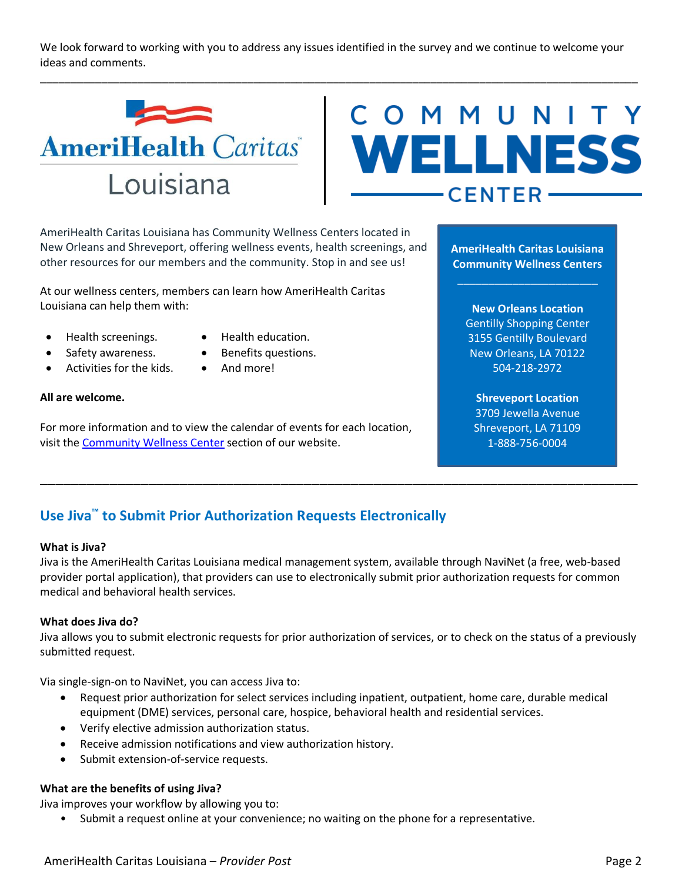We look forward to working with you to address any issues identified in the survey and we continue to welcome your ideas and comments.

---

AmeriHealth Caritas Louisiana | COMMUNITY WELLNESS CENTER

AmeriHealth Caritas Louisiana has Community Wellness Centers located in New Orleans and Shreveport, offering wellness events, health screenings, and other resources for our members and the community. Stop in and see us!

At our wellness centers, members can learn how AmeriHealth Caritas Louisiana can help them with:

- Health screenings.
- Safety awareness.
- Activities for the kids.
- Health education.
- Benefits questions.
- And more!

**All are welcome.**

For more information and to view the calendar of events for each location, visit the [Community Wellness Center](#) section of our website.

**AmeriHealth Caritas Louisiana Community Wellness Centers**

**New Orleans Location**
Gentilly Shopping Center
3155 Gentilly Boulevard
New Orleans, LA 70122
504-218-2972

**Shreveport Location**
3709 Jewella Avenue
Shreveport, LA 71109
1-888-756-0004

---

## Use Jiva™ to Submit Prior Authorization Requests Electronically

**What is Jiva?**
Jiva is the AmeriHealth Caritas Louisiana medical management system, available through NaviNet (a free, web-based provider portal application), that providers can use to electronically submit prior authorization requests for common medical and behavioral health services.

**What does Jiva do?**
Jiva allows you to submit electronic requests for prior authorization of services, or to check on the status of a previously submitted request.

Via single-sign-on to NaviNet, you can access Jiva to:

- Request prior authorization for select services including inpatient, outpatient, home care, durable medical equipment (DME) services, personal care, hospice, behavioral health and residential services.
- Verify elective admission authorization status.
- Receive admission notifications and view authorization history.
- Submit extension-of-service requests.

**What are the benefits of using Jiva?**
Jiva improves your workflow by allowing you to:

- Submit a request online at your convenience; no waiting on the phone for a representative.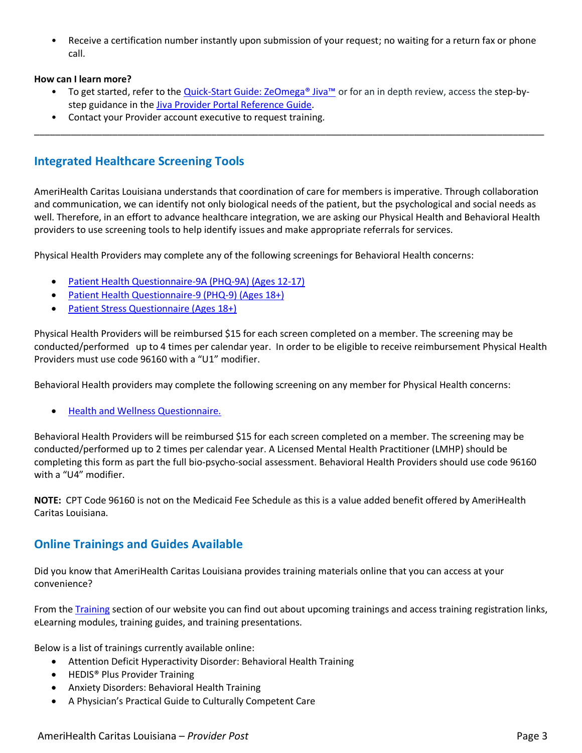- Receive a certification number instantly upon submission of your request; no waiting for a return fax or phone call.

**How can I learn more?**

- To get started, refer to the Quick-Start Guide: ZeOmega® Jiva™ or for an in depth review, access the step-by-step guidance in the Jiva Provider Portal Reference Guide.
- Contact your Provider account executive to request training.

---

## Integrated Healthcare Screening Tools

AmeriHealth Caritas Louisiana understands that coordination of care for members is imperative. Through collaboration and communication, we can identify not only biological needs of the patient, but the psychological and social needs as well. Therefore, in an effort to advance healthcare integration, we are asking our Physical Health and Behavioral Health providers to use screening tools to help identify issues and make appropriate referrals for services.

Physical Health Providers may complete any of the following screenings for Behavioral Health concerns:

- Patient Health Questionnaire-9A (PHQ-9A) (Ages 12-17)
- Patient Health Questionnaire-9 (PHQ-9) (Ages 18+)
- Patient Stress Questionnaire (Ages 18+)

Physical Health Providers will be reimbursed $15 for each screen completed on a member. The screening may be conducted/performed up to 4 times per calendar year. In order to be eligible to receive reimbursement Physical Health Providers must use code 96160 with a "U1" modifier.

Behavioral Health providers may complete the following screening on any member for Physical Health concerns:

- Health and Wellness Questionnaire.

Behavioral Health Providers will be reimbursed $15 for each screen completed on a member. The screening may be conducted/performed up to 2 times per calendar year. A Licensed Mental Health Practitioner (LMHP) should be completing this form as part the full bio-psycho-social assessment. Behavioral Health Providers should use code 96160 with a "U4" modifier.

**NOTE:** CPT Code 96160 is not on the Medicaid Fee Schedule as this is a value added benefit offered by AmeriHealth Caritas Louisiana.

## Online Trainings and Guides Available

Did you know that AmeriHealth Caritas Louisiana provides training materials online that you can access at your convenience?

From the Training section of our website you can find out about upcoming trainings and access training registration links, eLearning modules, training guides, and training presentations.

Below is a list of trainings currently available online:

- Attention Deficit Hyperactivity Disorder: Behavioral Health Training
- HEDIS® Plus Provider Training
- Anxiety Disorders: Behavioral Health Training
- A Physician's Practical Guide to Culturally Competent Care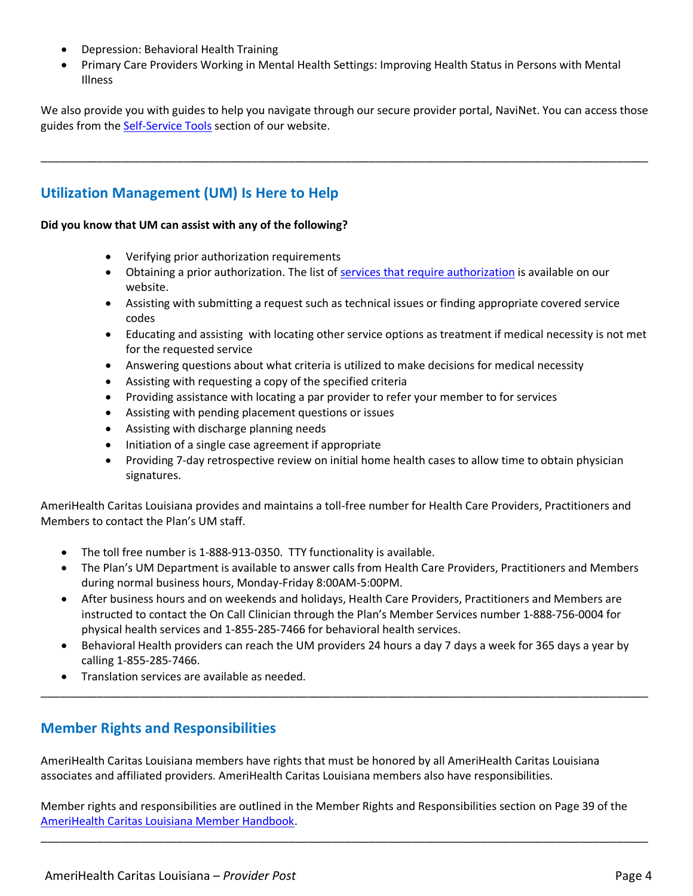- Depression: Behavioral Health Training
- Primary Care Providers Working in Mental Health Settings: Improving Health Status in Persons with Mental Illness

We also provide you with guides to help you navigate through our secure provider portal, NaviNet. You can access those guides from the Self-Service Tools section of our website.

---

## Utilization Management (UM) Is Here to Help

**Did you know that UM can assist with any of the following?**

- Verifying prior authorization requirements
- Obtaining a prior authorization. The list of services that require authorization is available on our website.
- Assisting with submitting a request such as technical issues or finding appropriate covered service codes
- Educating and assisting with locating other service options as treatment if medical necessity is not met for the requested service
- Answering questions about what criteria is utilized to make decisions for medical necessity
- Assisting with requesting a copy of the specified criteria
- Providing assistance with locating a par provider to refer your member to for services
- Assisting with pending placement questions or issues
- Assisting with discharge planning needs
- Initiation of a single case agreement if appropriate
- Providing 7-day retrospective review on initial home health cases to allow time to obtain physician signatures.

AmeriHealth Caritas Louisiana provides and maintains a toll-free number for Health Care Providers, Practitioners and Members to contact the Plan's UM staff.

- The toll free number is 1-888-913-0350. TTY functionality is available.
- The Plan's UM Department is available to answer calls from Health Care Providers, Practitioners and Members during normal business hours, Monday-Friday 8:00AM-5:00PM.
- After business hours and on weekends and holidays, Health Care Providers, Practitioners and Members are instructed to contact the On Call Clinician through the Plan's Member Services number 1-888-756-0004 for physical health services and 1-855-285-7466 for behavioral health services.
- Behavioral Health providers can reach the UM providers 24 hours a day 7 days a week for 365 days a year by calling 1-855-285-7466.
- Translation services are available as needed.

---

## Member Rights and Responsibilities

AmeriHealth Caritas Louisiana members have rights that must be honored by all AmeriHealth Caritas Louisiana associates and affiliated providers. AmeriHealth Caritas Louisiana members also have responsibilities.

Member rights and responsibilities are outlined in the Member Rights and Responsibilities section on Page 39 of the AmeriHealth Caritas Louisiana Member Handbook.

---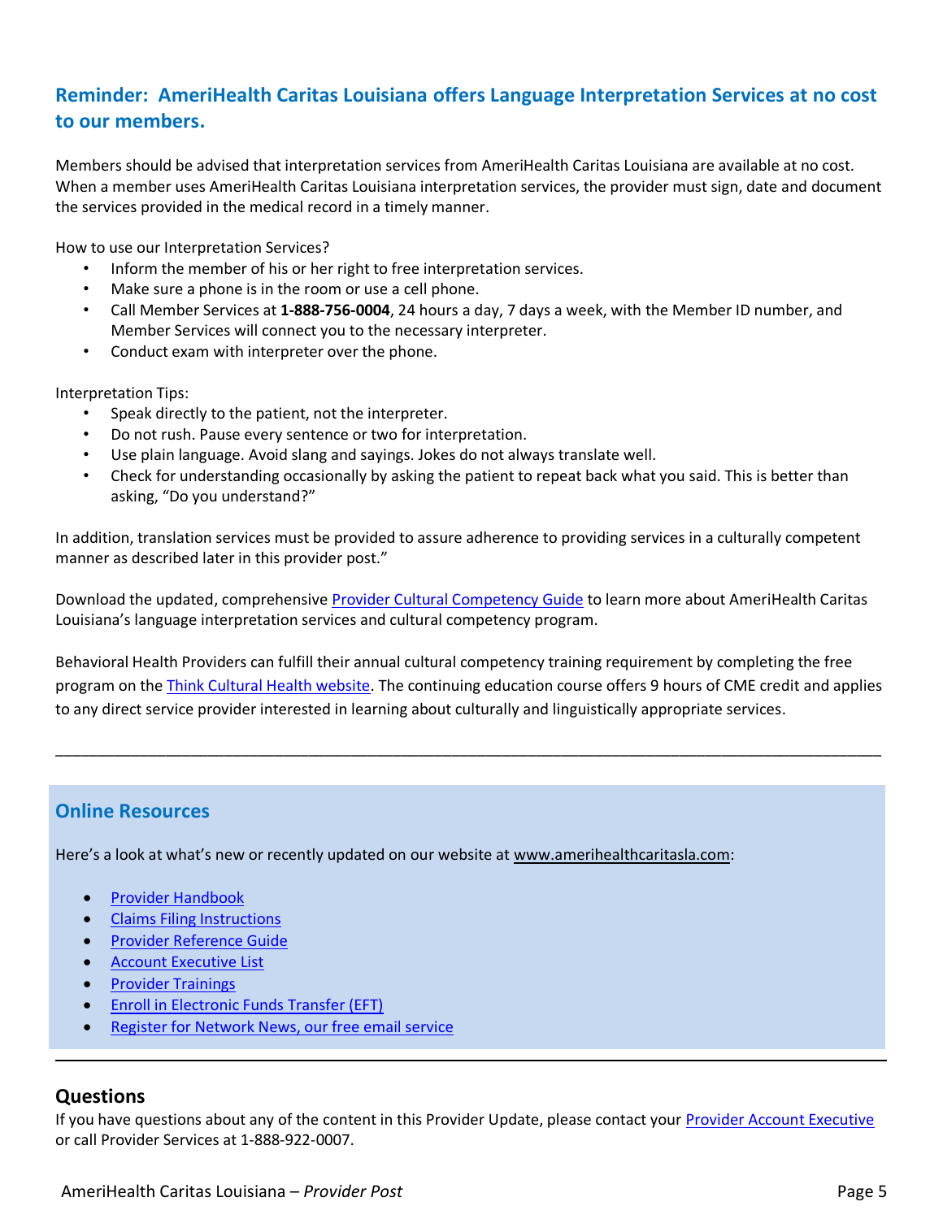## Reminder: AmeriHealth Caritas Louisiana offers Language Interpretation Services at no cost to our members.

Members should be advised that interpretation services from AmeriHealth Caritas Louisiana are available at no cost. When a member uses AmeriHealth Caritas Louisiana interpretation services, the provider must sign, date and document the services provided in the medical record in a timely manner.

How to use our Interpretation Services?

- Inform the member of his or her right to free interpretation services.
- Make sure a phone is in the room or use a cell phone.
- Call Member Services at **1-888-756-0004**, 24 hours a day, 7 days a week, with the Member ID number, and Member Services will connect you to the necessary interpreter.
- Conduct exam with interpreter over the phone.

Interpretation Tips:

- Speak directly to the patient, not the interpreter.
- Do not rush. Pause every sentence or two for interpretation.
- Use plain language. Avoid slang and sayings. Jokes do not always translate well.
- Check for understanding occasionally by asking the patient to repeat back what you said. This is better than asking, "Do you understand?"

In addition, translation services must be provided to assure adherence to providing services in a culturally competent manner as described later in this provider post."

Download the updated, comprehensive Provider Cultural Competency Guide to learn more about AmeriHealth Caritas Louisiana's language interpretation services and cultural competency program.

Behavioral Health Providers can fulfill their annual cultural competency training requirement by completing the free program on the Think Cultural Health website. The continuing education course offers 9 hours of CME credit and applies to any direct service provider interested in learning about culturally and linguistically appropriate services.

---

## Online Resources

Here's a look at what's new or recently updated on our website at www.amerihealthcaritasla.com:

- Provider Handbook
- Claims Filing Instructions
- Provider Reference Guide
- Account Executive List
- Provider Trainings
- Enroll in Electronic Funds Transfer (EFT)
- Register for Network News, our free email service

---

## Questions

If you have questions about any of the content in this Provider Update, please contact your Provider Account Executive or call Provider Services at 1-888-922-0007.